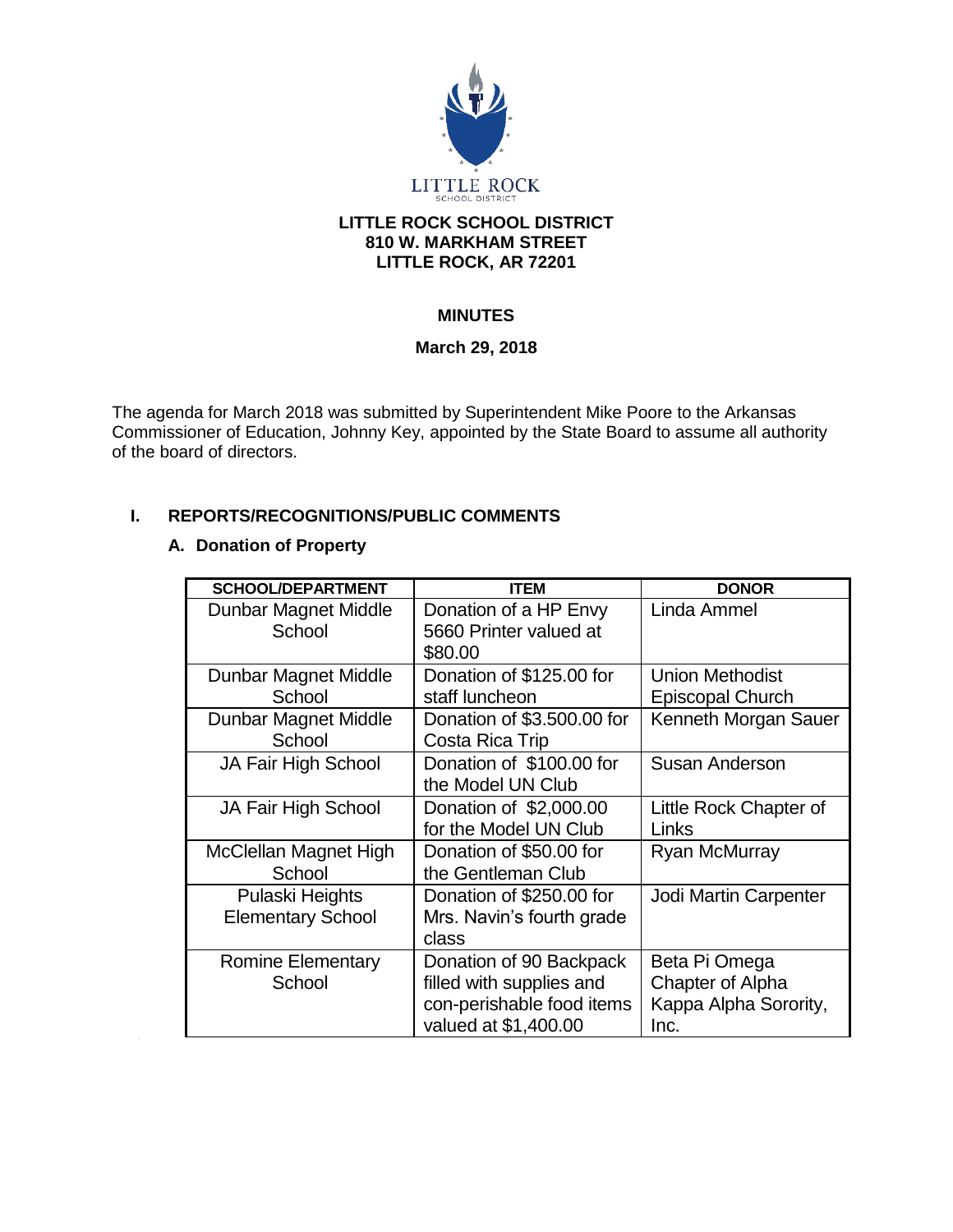LITTLE ROCK
SCHOOL DISTRICT

**LITTLE ROCK SCHOOL DISTRICT**
**810 W. MARKHAM STREET**
**LITTLE ROCK, AR 72201**

# MINUTES

**March 29, 2018**

The agenda for March 2018 was submitted by Superintendent Mike Poore to the Arkansas Commissioner of Education, Johnny Key, appointed by the State Board to assume all authority of the board of directors.

## I. REPORTS/RECOGNITIONS/PUBLIC COMMENTS

### A. Donation of Property

| SCHOOL/DEPARTMENT | ITEM | DONOR |
|---|---|---|
| Dunbar Magnet Middle School | Donation of a HP Envy 5660 Printer valued at $80.00 | Linda Ammel |
| Dunbar Magnet Middle School | Donation of $125.00 for staff luncheon | Union Methodist Episcopal Church |
| Dunbar Magnet Middle School | Donation of $3.500.00 for Costa Rica Trip | Kenneth Morgan Sauer |
| JA Fair High School | Donation of $100.00 for the Model UN Club | Susan Anderson |
| JA Fair High School | Donation of $2,000.00 for the Model UN Club | Little Rock Chapter of Links |
| McClellan Magnet High School | Donation of $50.00 for the Gentleman Club | Ryan McMurray |
| Pulaski Heights Elementary School | Donation of $250.00 for Mrs. Navin's fourth grade class | Jodi Martin Carpenter |
| Romine Elementary School | Donation of 90 Backpack filled with supplies and con-perishable food items valued at $1,400.00 | Beta Pi Omega Chapter of Alpha Kappa Alpha Sorority, Inc. |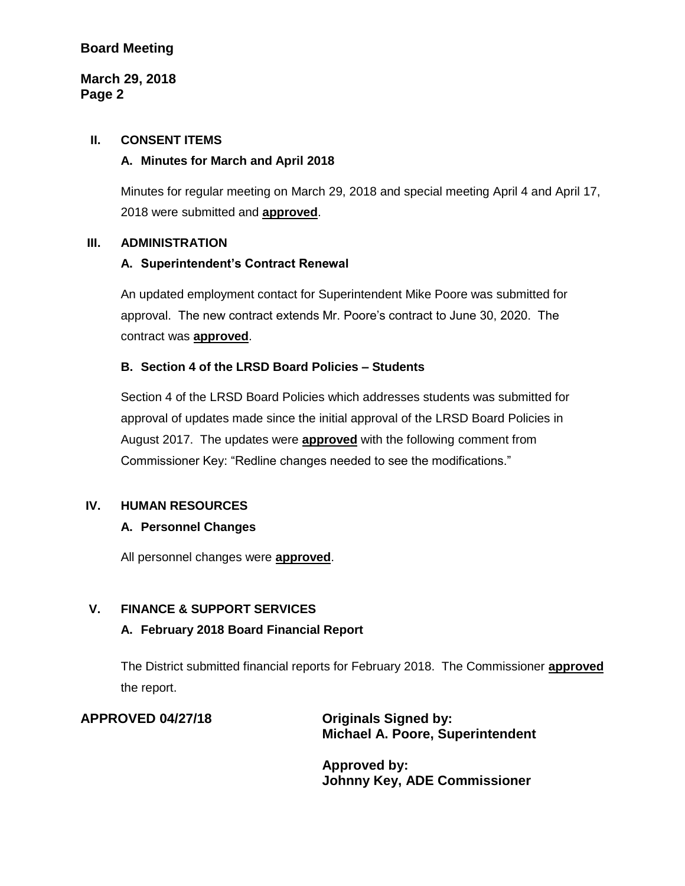## II. CONSENT ITEMS

### A. Minutes for March and April 2018

Minutes for regular meeting on March 29, 2018 and special meeting April 4 and April 17, 2018 were submitted and **approved**.

## III. ADMINISTRATION

### A. Superintendent's Contract Renewal

An updated employment contact for Superintendent Mike Poore was submitted for approval. The new contract extends Mr. Poore's contract to June 30, 2020. The contract was **approved**.

### B. Section 4 of the LRSD Board Policies – Students

Section 4 of the LRSD Board Policies which addresses students was submitted for approval of updates made since the initial approval of the LRSD Board Policies in August 2017. The updates were **approved** with the following comment from Commissioner Key: "Redline changes needed to see the modifications."

## IV. HUMAN RESOURCES

### A. Personnel Changes

All personnel changes were **approved**.

## V. FINANCE & SUPPORT SERVICES

### A. February 2018 Board Financial Report

The District submitted financial reports for February 2018. The Commissioner **approved** the report.

**APPROVED 04/27/18**

**Originals Signed by:**
**Michael A. Poore, Superintendent**

**Approved by:**
**Johnny Key, ADE Commissioner**